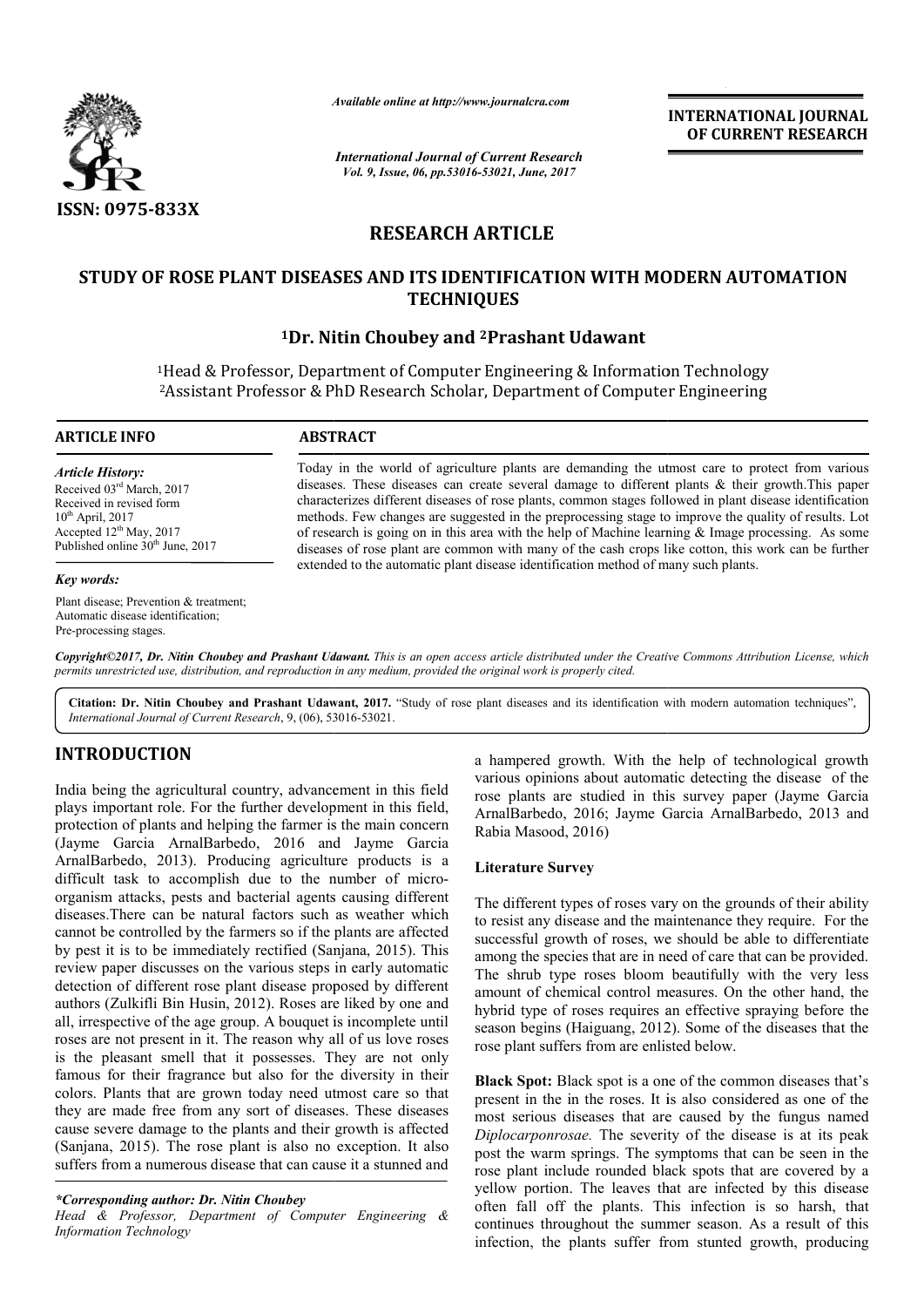*Available online at http://www.journalcra.com*

*International Journal of Current Research*
*Vol. 9, Issue, 06, pp.53016-53021, June, 2017*

**INTERNATIONAL JOURNAL OF CURRENT RESEARCH**

ISSN: 0975-833X

# RESEARCH ARTICLE

## STUDY OF ROSE PLANT DISEASES AND ITS IDENTIFICATION WITH MODERN AUTOMATION TECHNIQUES

**[1]Dr. Nitin Choubey and [2]Prashant Udawant**

[1]Head & Professor, Department of Computer Engineering & Information Technology
[2]Assistant Professor & PhD Research Scholar, Department of Computer Engineering

**ARTICLE INFO**

*Article History:*
Received 03rd March, 2017
Received in revised form
10th April, 2017
Accepted 12th May, 2017
Published online 30th June, 2017

*Key words:*
Plant disease; Prevention & treatment; Automatic disease identification; Pre-processing stages.

**ABSTRACT**

Today in the world of agriculture plants are demanding the utmost care to protect from various diseases. These diseases can create several damage to different plants & their growth.This paper characterizes different diseases of rose plants, common stages followed in plant disease identification methods. Few changes are suggested in the preprocessing stage to improve the quality of results. Lot of research is going on in this area with the help of Machine learning & Image processing. As some diseases of rose plant are common with many of the cash crops like cotton, this work can be further extended to the automatic plant disease identification method of many such plants.

*Copyright©2017, Dr. Nitin Choubey and Prashant Udawant. This is an open access article distributed under the Creative Commons Attribution License, which permits unrestricted use, distribution, and reproduction in any medium, provided the original work is properly cited.*

**Citation: Dr. Nitin Choubey and Prashant Udawant, 2017.** "Study of rose plant diseases and its identification with modern automation techniques", *International Journal of Current Research*, 9, (06), 53016-53021.

## INTRODUCTION

India being the agricultural country, advancement in this field plays important role. For the further development in this field, protection of plants and helping the farmer is the main concern (Jayme Garcia ArnalBarbedo, 2016 and Jayme Garcia ArnalBarbedo, 2013). Producing agriculture products is a difficult task to accomplish due to the number of micro-organism attacks, pests and bacterial agents causing different diseases.There can be natural factors such as weather which cannot be controlled by the farmers so if the plants are affected by pest it is to be immediately rectified (Sanjana, 2015). This review paper discusses on the various steps in early automatic detection of different rose plant disease proposed by different authors (Zulkifli Bin Husin, 2012). Roses are liked by one and all, irrespective of the age group. A bouquet is incomplete until roses are not present in it. The reason why all of us love roses is the pleasant smell that it possesses. They are not only famous for their fragrance but also for the diversity in their colors. Plants that are grown today need utmost care so that they are made free from any sort of diseases. These diseases cause severe damage to the plants and their growth is affected (Sanjana, 2015). The rose plant is also no exception. It also suffers from a numerous disease that can cause it a stunned and a hampered growth. With the help of technological growth various opinions about automatic detecting the disease of the rose plants are studied in this survey paper (Jayme Garcia ArnalBarbedo, 2016; Jayme Garcia ArnalBarbedo, 2013 and Rabia Masood, 2016)

### Literature Survey

The different types of roses vary on the grounds of their ability to resist any disease and the maintenance they require. For the successful growth of roses, we should be able to differentiate among the species that are in need of care that can be provided. The shrub type roses bloom beautifully with the very less amount of chemical control measures. On the other hand, the hybrid type of roses requires an effective spraying before the season begins (Haiguang, 2012). Some of the diseases that the rose plant suffers from are enlisted below.

**Black Spot:** Black spot is a one of the common diseases that's present in the in the roses. It is also considered as one of the most serious diseases that are caused by the fungus named *Diplocarponrosae.* The severity of the disease is at its peak post the warm springs. The symptoms that can be seen in the rose plant include rounded black spots that are covered by a yellow portion. The leaves that are infected by this disease often fall off the plants. This infection is so harsh, that continues throughout the summer season. As a result of this infection, the plants suffer from stunted growth, producing

*\*Corresponding author: Dr. Nitin Choubey*
*Head & Professor, Department of Computer Engineering & Information Technology*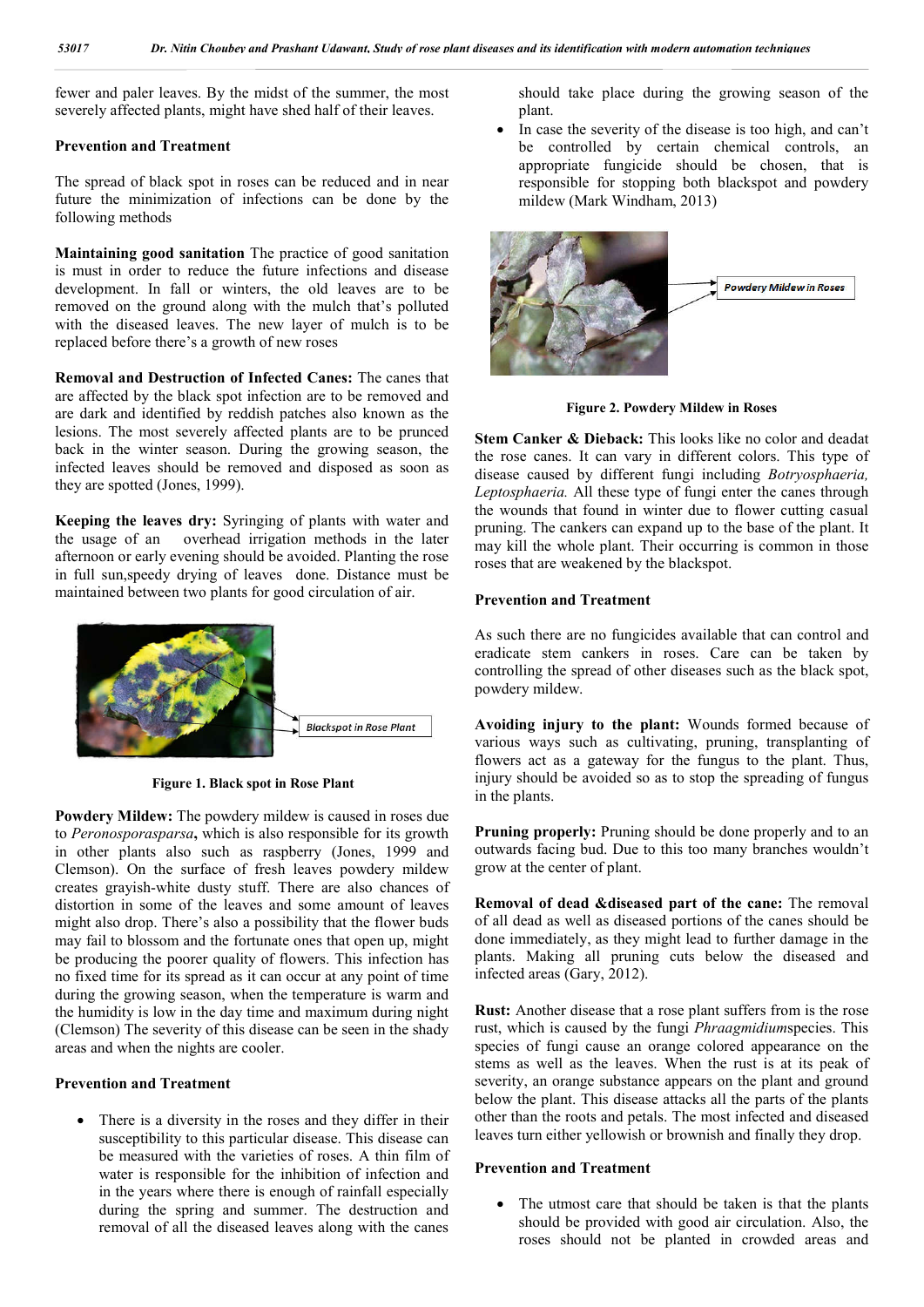fewer and paler leaves. By the midst of the summer, the most severely affected plants, might have shed half of their leaves.

### Prevention and Treatment

The spread of black spot in roses can be reduced and in near future the minimization of infections can be done by the following methods

**Maintaining good sanitation** The practice of good sanitation is must in order to reduce the future infections and disease development. In fall or winters, the old leaves are to be removed on the ground along with the mulch that's polluted with the diseased leaves. The new layer of mulch is to be replaced before there's a growth of new roses

**Removal and Destruction of Infected Canes:** The canes that are affected by the black spot infection are to be removed and are dark and identified by reddish patches also known as the lesions. The most severely affected plants are to be pruned back in the winter season. During the growing season, the infected leaves should be removed and disposed as soon as they are spotted (Jones, 1999).

**Keeping the leaves dry:** Syringing of plants with water and the usage of an overhead irrigation methods in the later afternoon or early evening should be avoided. Planting the rose in full sun,speedy drying of leaves done. Distance must be maintained between two plants for good circulation of air.

Blackspot in Rose Plant

**Figure 1. Black spot in Rose Plant**

**Powdery Mildew:** The powdery mildew is caused in roses due to *Peronosporasparsa***,** which is also responsible for its growth in other plants also such as raspberry (Jones, 1999 and Clemson). On the surface of fresh leaves powdery mildew creates grayish-white dusty stuff. There are also chances of distortion in some of the leaves and some amount of leaves might also drop. There's also a possibility that the flower buds may fail to blossom and the fortunate ones that open up, might be producing the poorer quality of flowers. This infection has no fixed time for its spread as it can occur at any point of time during the growing season, when the temperature is warm and the humidity is low in the day time and maximum during night (Clemson) The severity of this disease can be seen in the shady areas and when the nights are cooler.

### Prevention and Treatment

- There is a diversity in the roses and they differ in their susceptibility to this particular disease. This disease can be measured with the varieties of roses. A thin film of water is responsible for the inhibition of infection and in the years where there is enough of rainfall especially during the spring and summer. The destruction and removal of all the diseased leaves along with the canes should take place during the growing season of the plant.
- In case the severity of the disease is too high, and can't be controlled by certain chemical controls, an appropriate fungicide should be chosen, that is responsible for stopping both blackspot and powdery mildew (Mark Windham, 2013)

Powdery Mildew in Roses

**Figure 2. Powdery Mildew in Roses**

**Stem Canker & Dieback:** This looks like no color and deadat the rose canes. It can vary in different colors. This type of disease caused by different fungi including *Botryosphaeria, Leptosphaeria.* All these type of fungi enter the canes through the wounds that found in winter due to flower cutting casual pruning. The cankers can expand up to the base of the plant. It may kill the whole plant. Their occurring is common in those roses that are weakened by the blackspot.

### Prevention and Treatment

As such there are no fungicides available that can control and eradicate stem cankers in roses. Care can be taken by controlling the spread of other diseases such as the black spot, powdery mildew.

**Avoiding injury to the plant:** Wounds formed because of various ways such as cultivating, pruning, transplanting of flowers act as a gateway for the fungus to the plant. Thus, injury should be avoided so as to stop the spreading of fungus in the plants.

**Pruning properly:** Pruning should be done properly and to an outwards facing bud. Due to this too many branches wouldn't grow at the center of plant.

**Removal of dead &diseased part of the cane:** The removal of all dead as well as diseased portions of the canes should be done immediately, as they might lead to further damage in the plants. Making all pruning cuts below the diseased and infected areas (Gary, 2012).

**Rust:** Another disease that a rose plant suffers from is the rose rust, which is caused by the fungi *Phraagmidium*species. This species of fungi cause an orange colored appearance on the stems as well as the leaves. When the rust is at its peak of severity, an orange substance appears on the plant and ground below the plant. This disease attacks all the parts of the plants other than the roots and petals. The most infected and diseased leaves turn either yellowish or brownish and finally they drop.

### Prevention and Treatment

- The utmost care that should be taken is that the plants should be provided with good air circulation. Also, the roses should not be planted in crowded areas and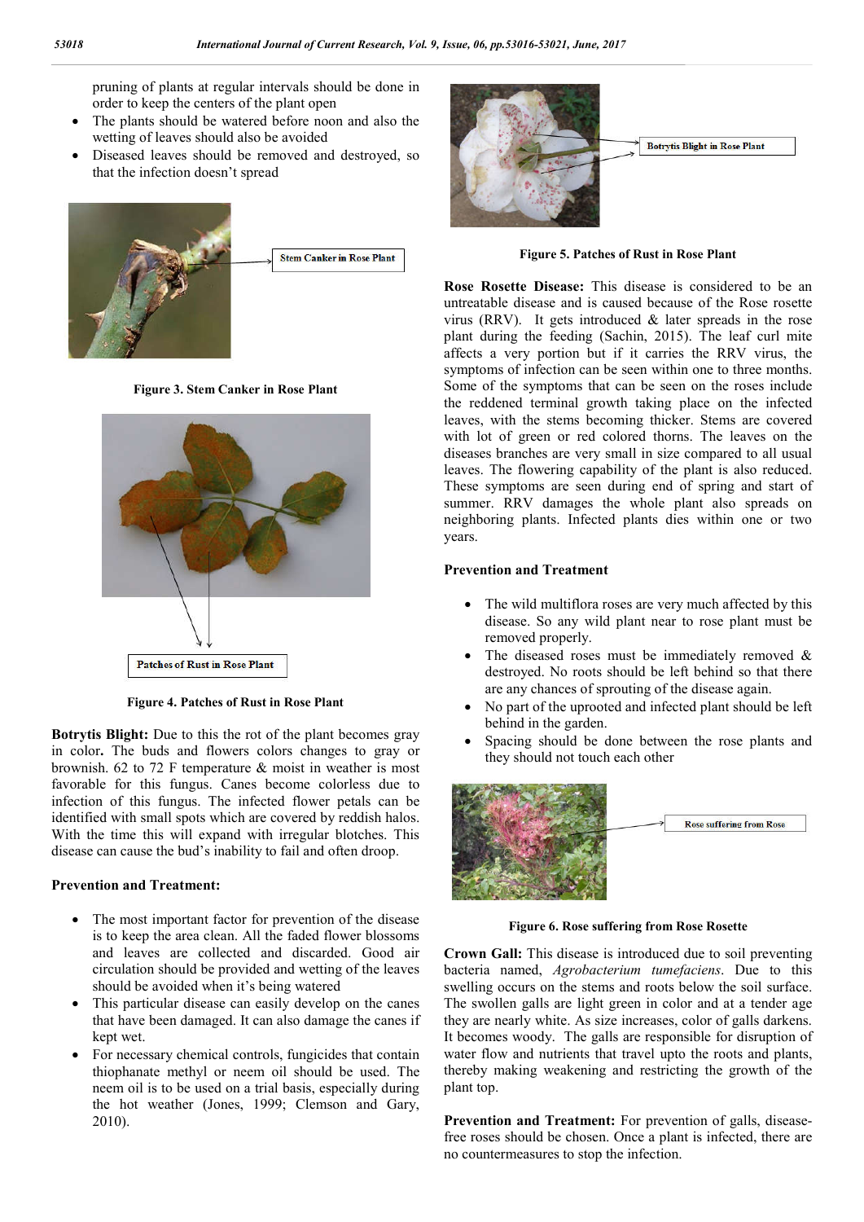pruning of plants at regular intervals should be done in order to keep the centers of the plant open

- The plants should be watered before noon and also the wetting of leaves should also be avoided
- Diseased leaves should be removed and destroyed, so that the infection doesn't spread

Stem Canker in Rose Plant

**Figure 3. Stem Canker in Rose Plant**

Patches of Rust in Rose Plant

**Figure 4. Patches of Rust in Rose Plant**

**Botrytis Blight:** Due to this the rot of the plant becomes gray in color**.** The buds and flowers colors changes to gray or brownish. 62 to 72 F temperature & moist in weather is most favorable for this fungus. Canes become colorless due to infection of this fungus. The infected flower petals can be identified with small spots which are covered by reddish halos. With the time this will expand with irregular blotches. This disease can cause the bud's inability to fail and often droop.

**Prevention and Treatment:**

- The most important factor for prevention of the disease is to keep the area clean. All the faded flower blossoms and leaves are collected and discarded. Good air circulation should be provided and wetting of the leaves should be avoided when it's being watered
- This particular disease can easily develop on the canes that have been damaged. It can also damage the canes if kept wet.
- For necessary chemical controls, fungicides that contain thiophanate methyl or neem oil should be used. The neem oil is to be used on a trial basis, especially during the hot weather (Jones, 1999; Clemson and Gary, 2010).

Botrytis Blight in Rose Plant

**Figure 5. Patches of Rust in Rose Plant**

**Rose Rosette Disease:** This disease is considered to be an untreatable disease and is caused because of the Rose rosette virus (RRV). It gets introduced & later spreads in the rose plant during the feeding (Sachin, 2015). The leaf curl mite affects a very portion but if it carries the RRV virus, the symptoms of infection can be seen within one to three months. Some of the symptoms that can be seen on the roses include the reddened terminal growth taking place on the infected leaves, with the stems becoming thicker. Stems are covered with lot of green or red colored thorns. The leaves on the diseases branches are very small in size compared to all usual leaves. The flowering capability of the plant is also reduced. These symptoms are seen during end of spring and start of summer. RRV damages the whole plant also spreads on neighboring plants. Infected plants dies within one or two years.

**Prevention and Treatment**

- The wild multiflora roses are very much affected by this disease. So any wild plant near to rose plant must be removed properly.
- The diseased roses must be immediately removed & destroyed. No roots should be left behind so that there are any chances of sprouting of the disease again.
- No part of the uprooted and infected plant should be left behind in the garden.
- Spacing should be done between the rose plants and they should not touch each other

Rose suffering from Rose

**Figure 6. Rose suffering from Rose Rosette**

**Crown Gall:** This disease is introduced due to soil preventing bacteria named, *Agrobacterium tumefaciens*. Due to this swelling occurs on the stems and roots below the soil surface. The swollen galls are light green in color and at a tender age they are nearly white. As size increases, color of galls darkens. It becomes woody. The galls are responsible for disruption of water flow and nutrients that travel upto the roots and plants, thereby making weakening and restricting the growth of the plant top.

**Prevention and Treatment:** For prevention of galls, disease-free roses should be chosen. Once a plant is infected, there are no countermeasures to stop the infection.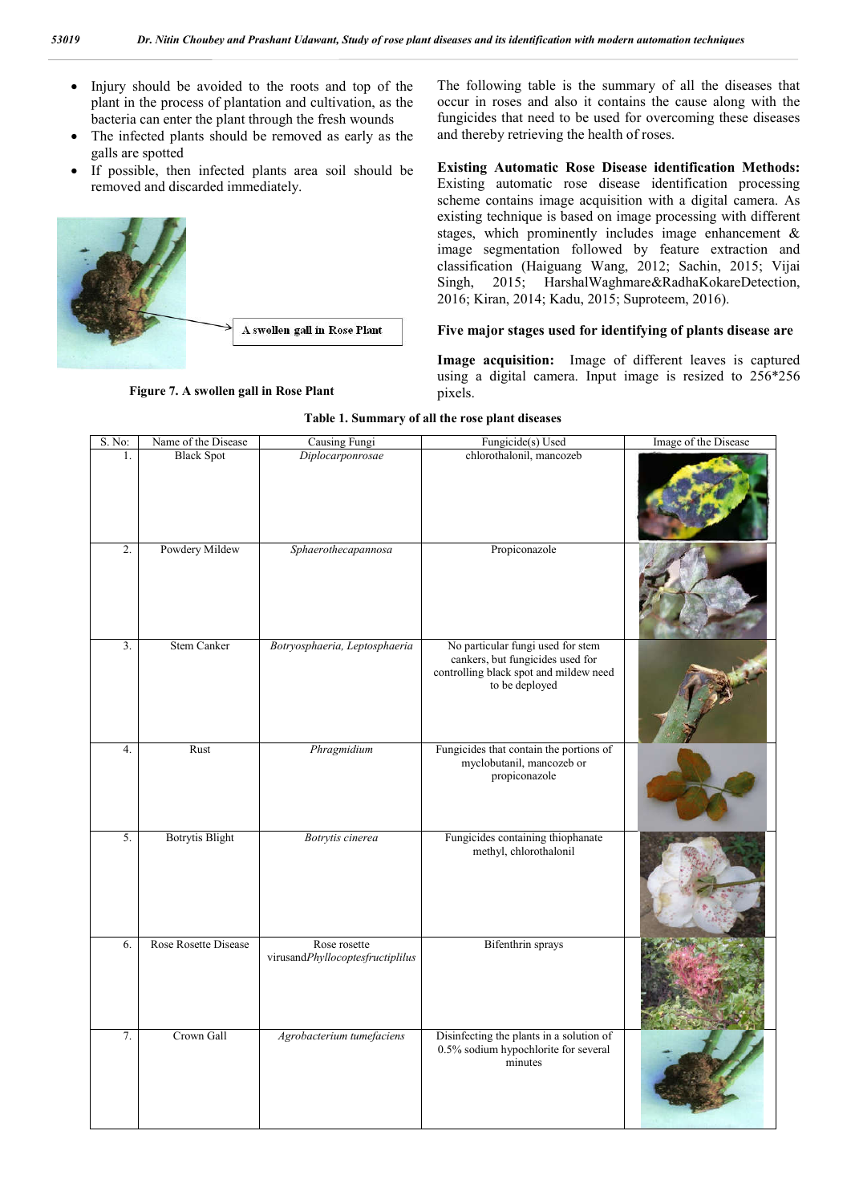- Injury should be avoided to the roots and top of the plant in the process of plantation and cultivation, as the bacteria can enter the plant through the fresh wounds
- The infected plants should be removed as early as the galls are spotted
- If possible, then infected plants area soil should be removed and discarded immediately.

A swollen gall in Rose Plant

**Figure 7. A swollen gall in Rose Plant**

The following table is the summary of all the diseases that occur in roses and also it contains the cause along with the fungicides that need to be used for overcoming these diseases and thereby retrieving the health of roses.

**Existing Automatic Rose Disease identification Methods:** Existing automatic rose disease identification processing scheme contains image acquisition with a digital camera. As existing technique is based on image processing with different stages, which prominently includes image enhancement & image segmentation followed by feature extraction and classification (Haiguang Wang, 2012; Sachin, 2015; Vijai Singh, 2015; HarshalWaghmare&RadhaKokareDetection, 2016; Kiran, 2014; Kadu, 2015; Suproteem, 2016).

**Five major stages used for identifying of plants disease are**

**Image acquisition:** Image of different leaves is captured using a digital camera. Input image is resized to 256*256 pixels.

**Table 1. Summary of all the rose plant diseases**

| S. No: | Name of the Disease | Causing Fungi | Fungicide(s) Used | Image of the Disease |
|---|---|---|---|---|
| 1. | Black Spot | *Diplocarponrosae* | chlorothalonil, mancozeb | |
| 2. | Powdery Mildew | *Sphaerothecapannosa* | Propiconazole | |
| 3. | Stem Canker | *Botryosphaeria, Leptosphaeria* | No particular fungi used for stem cankers, but fungicides used for controlling black spot and mildew need to be deployed | |
| 4. | Rust | *Phragmidium* | Fungicides that contain the portions of myclobutanil, mancozeb or propiconazole | |
| 5. | Botrytis Blight | *Botrytis cinerea* | Fungicides containing thiophanate methyl, chlorothalonil | |
| 6. | Rose Rosette Disease | Rose rosette virusand*Phyllocoptesfructiplilus* | Bifenthrin sprays | |
| 7. | Crown Gall | *Agrobacterium tumefaciens* | Disinfecting the plants in a solution of 0.5% sodium hypochlorite for several minutes | |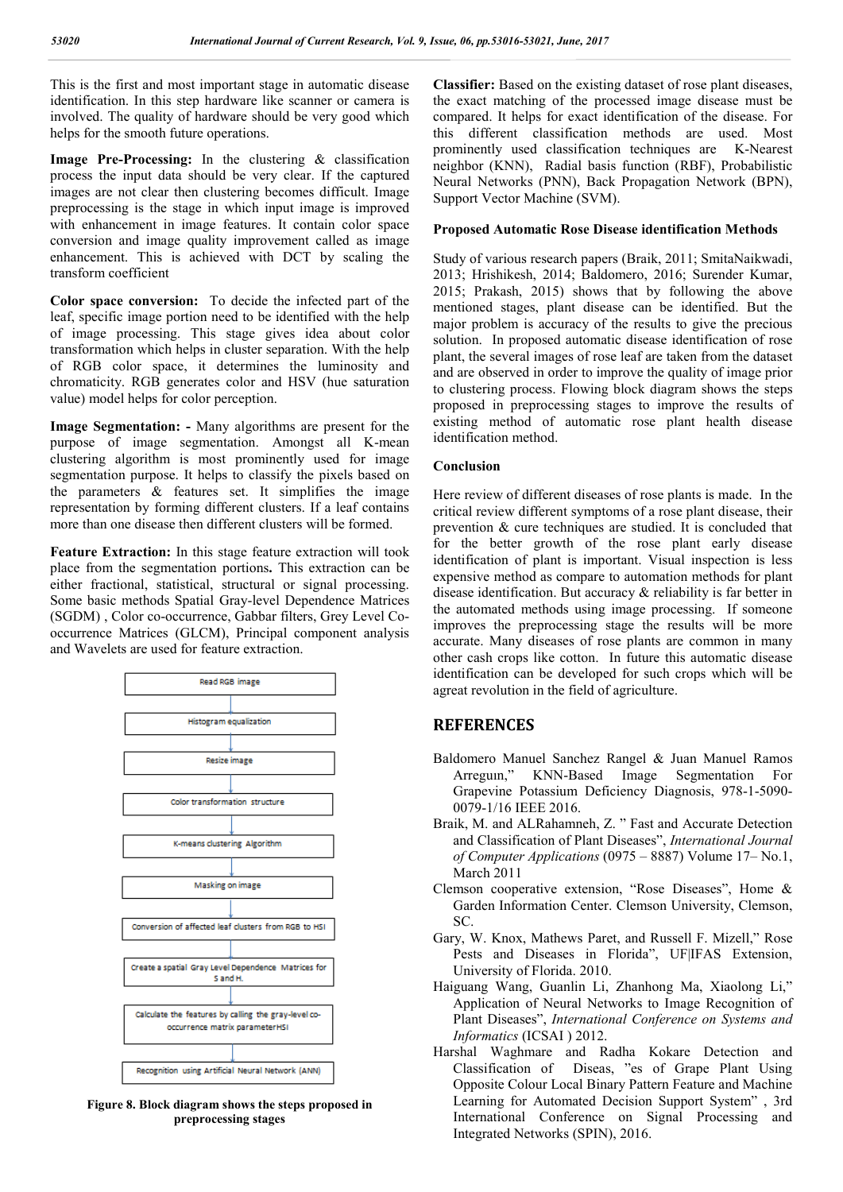This is the first and most important stage in automatic disease identification. In this step hardware like scanner or camera is involved. The quality of hardware should be very good which helps for the smooth future operations.

**Image Pre-Processing:** In the clustering & classification process the input data should be very clear. If the captured images are not clear then clustering becomes difficult. Image preprocessing is the stage in which input image is improved with enhancement in image features. It contain color space conversion and image quality improvement called as image enhancement. This is achieved with DCT by scaling the transform coefficient

**Color space conversion:** To decide the infected part of the leaf, specific image portion need to be identified with the help of image processing. This stage gives idea about color transformation which helps in cluster separation. With the help of RGB color space, it determines the luminosity and chromaticity. RGB generates color and HSV (hue saturation value) model helps for color perception.

**Image Segmentation: -** Many algorithms are present for the purpose of image segmentation. Amongst all K-mean clustering algorithm is most prominently used for image segmentation purpose. It helps to classify the pixels based on the parameters & features set. It simplifies the image representation by forming different clusters. If a leaf contains more than one disease then different clusters will be formed.

**Feature Extraction:** In this stage feature extraction will took place from the segmentation portions**.** This extraction can be either fractional, statistical, structural or signal processing. Some basic methods Spatial Gray-level Dependence Matrices (SGDM) , Color co-occurrence, Gabbar filters, Grey Level Co-occurrence Matrices (GLCM), Principal component analysis and Wavelets are used for feature extraction.

Read RGB image
↓
Histogram equalization
↓
Resize image
↓
Color transformation structure
↓
K-means clustering Algorithm
↓
Masking on image
↓
Conversion of affected leaf clusters from RGB to HSI
↓
Create a spatial Gray Level Dependence Matrices for S and H.
↓
Calculate the features by calling the gray-level co-occurrence matrix parameterHSI
↓
Recognition using Artificial Neural Network (ANN)

**Figure 8. Block diagram shows the steps proposed in preprocessing stages**

**Classifier:** Based on the existing dataset of rose plant diseases, the exact matching of the processed image disease must be compared. It helps for exact identification of the disease. For this different classification methods are used. Most prominently used classification techniques are K-Nearest neighbor (KNN), Radial basis function (RBF), Probabilistic Neural Networks (PNN), Back Propagation Network (BPN), Support Vector Machine (SVM).

### Proposed Automatic Rose Disease identification Methods

Study of various research papers (Braik, 2011; SmitaNaikwadi, 2013; Hrishikesh, 2014; Baldomero, 2016; Surender Kumar, 2015; Prakash, 2015) shows that by following the above mentioned stages, plant disease can be identified. But the major problem is accuracy of the results to give the precious solution. In proposed automatic disease identification of rose plant, the several images of rose leaf are taken from the dataset and are observed in order to improve the quality of image prior to clustering process. Flowing block diagram shows the steps proposed in preprocessing stages to improve the results of existing method of automatic rose plant health disease identification method.

### Conclusion

Here review of different diseases of rose plants is made. In the critical review different symptoms of a rose plant disease, their prevention & cure techniques are studied. It is concluded that for the better growth of the rose plant early disease identification of plant is important. Visual inspection is less expensive method as compare to automation methods for plant disease identification. But accuracy & reliability is far better in the automated methods using image processing. If someone improves the preprocessing stage the results will be more accurate. Many diseases of rose plants are common in many other cash crops like cotton. In future this automatic disease identification can be developed for such crops which will be agreat revolution in the field of agriculture.

## REFERENCES

Baldomero Manuel Sanchez Rangel & Juan Manuel Ramos Arreguın," KNN-Based Image Segmentation For Grapevine Potassium Deficiency Diagnosis, 978-1-5090-0079-1/16 IEEE 2016.

Braik, M. and ALRahamneh, Z. " Fast and Accurate Detection and Classification of Plant Diseases", *International Journal of Computer Applications* (0975 – 8887) Volume 17– No.1, March 2011

Clemson cooperative extension, "Rose Diseases", Home & Garden Information Center. Clemson University, Clemson, SC.

Gary, W. Knox, Mathews Paret, and Russell F. Mizell," Rose Pests and Diseases in Florida", UF|IFAS Extension, University of Florida. 2010.

Haiguang Wang, Guanlin Li, Zhanhong Ma, Xiaolong Li," Application of Neural Networks to Image Recognition of Plant Diseases", *International Conference on Systems and Informatics* (ICSAI ) 2012.

Harshal Waghmare and Radha Kokare Detection and Classification of Diseas, "es of Grape Plant Using Opposite Colour Local Binary Pattern Feature and Machine Learning for Automated Decision Support System" , 3rd International Conference on Signal Processing and Integrated Networks (SPIN), 2016.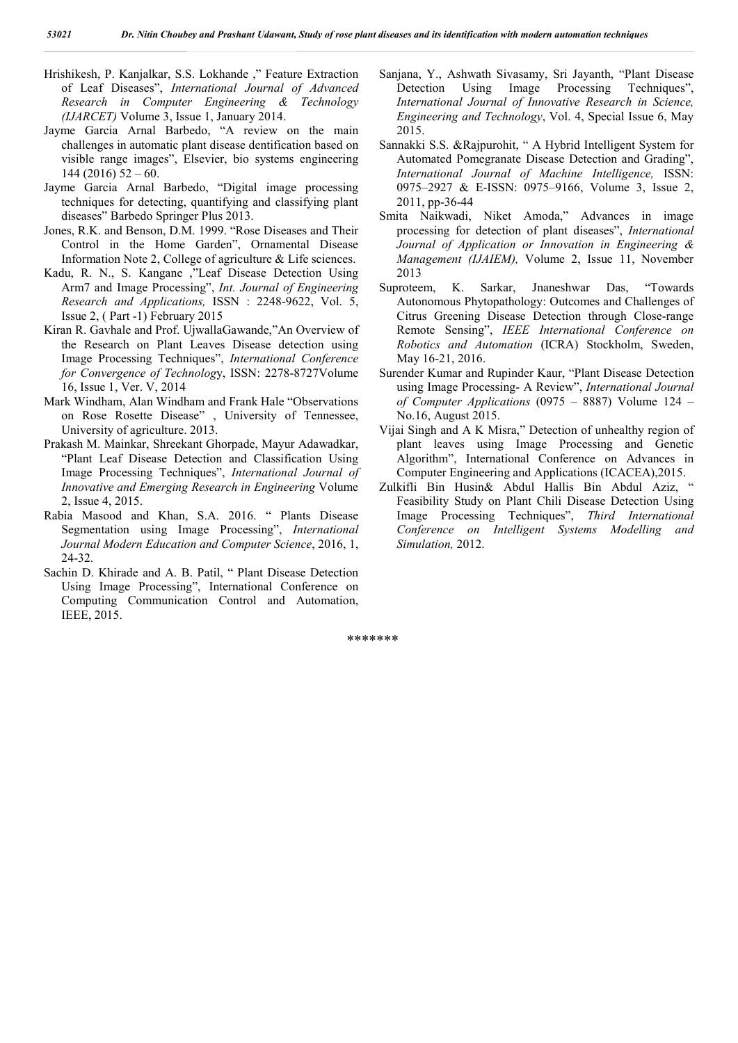Hrishikesh, P. Kanjalkar, S.S. Lokhande ," Feature Extraction of Leaf Diseases", *International Journal of Advanced Research in Computer Engineering & Technology (IJARCET)* Volume 3, Issue 1, January 2014.

Jayme Garcia Arnal Barbedo, "A review on the main challenges in automatic plant disease dentification based on visible range images", Elsevier, bio systems engineering 144 (2016) 52 – 60.

Jayme Garcia Arnal Barbedo, "Digital image processing techniques for detecting, quantifying and classifying plant diseases" Barbedo Springer Plus 2013.

Jones, R.K. and Benson, D.M. 1999. "Rose Diseases and Their Control in the Home Garden", Ornamental Disease Information Note 2, College of agriculture & Life sciences.

Kadu, R. N., S. Kangane ,"Leaf Disease Detection Using Arm7 and Image Processing", *Int. Journal of Engineering Research and Applications,* ISSN : 2248-9622, Vol. 5, Issue 2, ( Part -1) February 2015

Kiran R. Gavhale and Prof. UjwallaGawande,"An Overview of the Research on Plant Leaves Disease detection using Image Processing Techniques", *International Conference for Convergence of Technolog*y, ISSN: 2278-8727Volume 16, Issue 1, Ver. V, 2014

Mark Windham, Alan Windham and Frank Hale "Observations on Rose Rosette Disease" , University of Tennessee, University of agriculture. 2013.

Prakash M. Mainkar, Shreekant Ghorpade, Mayur Adawadkar, "Plant Leaf Disease Detection and Classification Using Image Processing Techniques", *International Journal of Innovative and Emerging Research in Engineering* Volume 2, Issue 4, 2015.

Rabia Masood and Khan, S.A. 2016. " Plants Disease Segmentation using Image Processing", *International Journal Modern Education and Computer Science*, 2016, 1, 24-32.

Sachin D. Khirade and A. B. Patil, " Plant Disease Detection Using Image Processing", International Conference on Computing Communication Control and Automation, IEEE, 2015.

Sanjana, Y., Ashwath Sivasamy, Sri Jayanth, "Plant Disease Detection Using Image Processing Techniques", *International Journal of Innovative Research in Science, Engineering and Technology*, Vol. 4, Special Issue 6, May 2015.

Sannakki S.S. &Rajpurohit, " A Hybrid Intelligent System for Automated Pomegranate Disease Detection and Grading", *International Journal of Machine Intelligence,* ISSN: 0975–2927 & E-ISSN: 0975–9166, Volume 3, Issue 2, 2011, pp-36-44

Smita Naikwadi, Niket Amoda," Advances in image processing for detection of plant diseases", *International Journal of Application or Innovation in Engineering & Management (IJAIEM),* Volume 2, Issue 11, November 2013

Suproteem, K. Sarkar, Jnaneshwar Das, "Towards Autonomous Phytopathology: Outcomes and Challenges of Citrus Greening Disease Detection through Close-range Remote Sensing", *IEEE International Conference on Robotics and Automation* (ICRA) Stockholm, Sweden, May 16-21, 2016.

Surender Kumar and Rupinder Kaur, "Plant Disease Detection using Image Processing- A Review", *International Journal of Computer Applications* (0975 – 8887) Volume 124 – No.16, August 2015.

Vijai Singh and A K Misra," Detection of unhealthy region of plant leaves using Image Processing and Genetic Algorithm", International Conference on Advances in Computer Engineering and Applications (ICACEA),2015.

Zulkifli Bin Husin& Abdul Hallis Bin Abdul Aziz, " Feasibility Study on Plant Chili Disease Detection Using Image Processing Techniques", *Third International Conference on Intelligent Systems Modelling and Simulation,* 2012.

\*\*\*\*\*\*\*